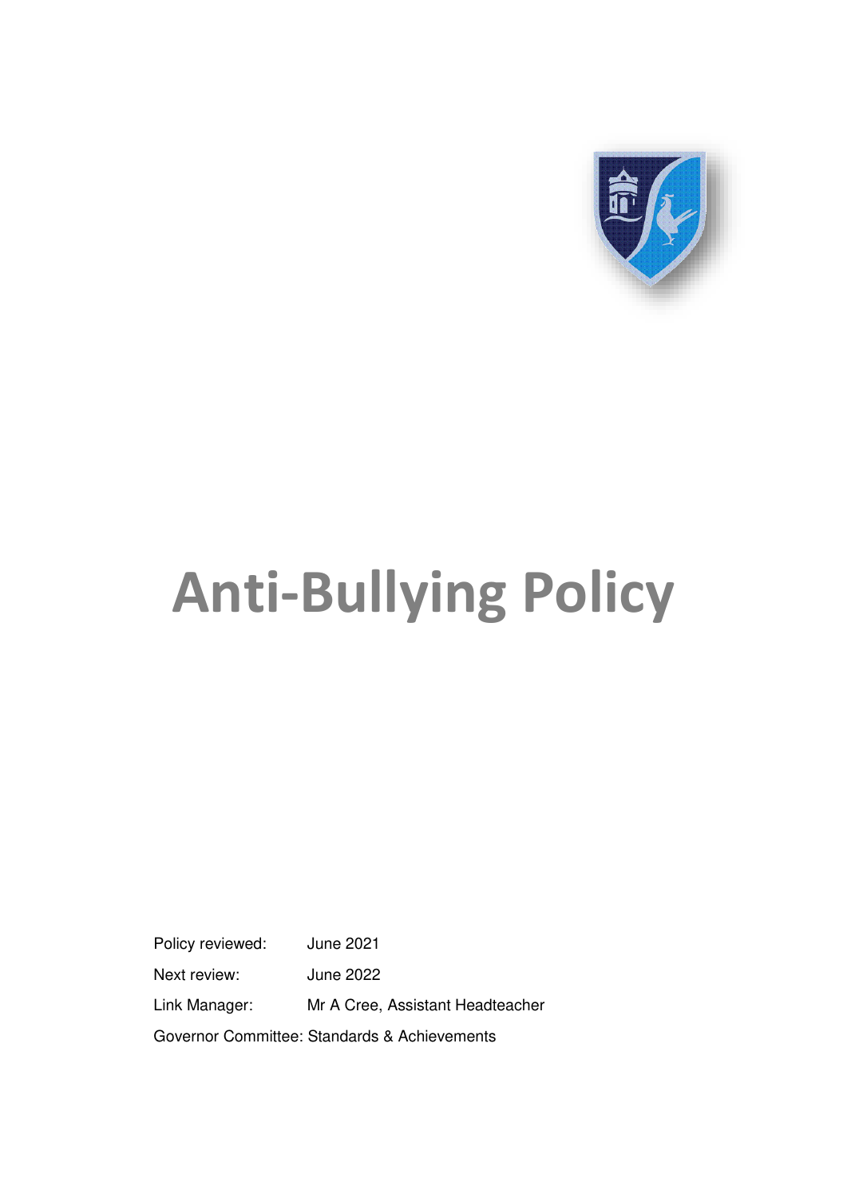# Anti-Bullying Policy

| | |
|---|---|
| Policy reviewed: | June 2021 |
| Next review: | June 2022 |
| Link Manager: | Mr A Cree, Assistant Headteacher |
| Governor Committee: | Standards & Achievements |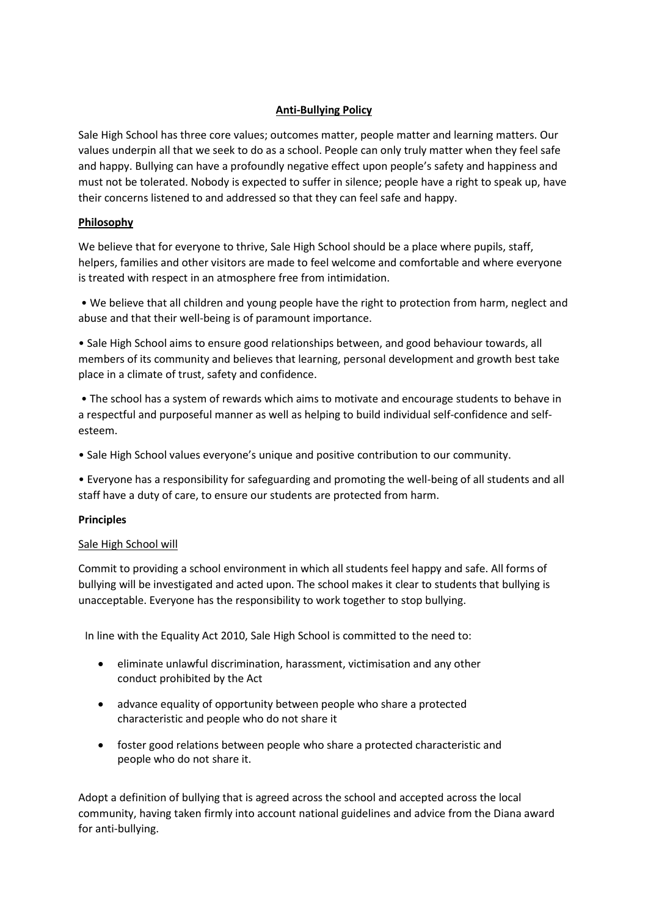# Anti-Bullying Policy

Sale High School has three core values; outcomes matter, people matter and learning matters. Our values underpin all that we seek to do as a school. People can only truly matter when they feel safe and happy. Bullying can have a profoundly negative effect upon people's safety and happiness and must not be tolerated. Nobody is expected to suffer in silence; people have a right to speak up, have their concerns listened to and addressed so that they can feel safe and happy.

## Philosophy

We believe that for everyone to thrive, Sale High School should be a place where pupils, staff, helpers, families and other visitors are made to feel welcome and comfortable and where everyone is treated with respect in an atmosphere free from intimidation.

- We believe that all children and young people have the right to protection from harm, neglect and abuse and that their well-being is of paramount importance.
- Sale High School aims to ensure good relationships between, and good behaviour towards, all members of its community and believes that learning, personal development and growth best take place in a climate of trust, safety and confidence.
- The school has a system of rewards which aims to motivate and encourage students to behave in a respectful and purposeful manner as well as helping to build individual self-confidence and self-esteem.
- Sale High School values everyone's unique and positive contribution to our community.
- Everyone has a responsibility for safeguarding and promoting the well-being of all students and all staff have a duty of care, to ensure our students are protected from harm.

## Principles

Sale High School will

Commit to providing a school environment in which all students feel happy and safe. All forms of bullying will be investigated and acted upon. The school makes it clear to students that bullying is unacceptable. Everyone has the responsibility to work together to stop bullying.

In line with the Equality Act 2010, Sale High School is committed to the need to:

- eliminate unlawful discrimination, harassment, victimisation and any other conduct prohibited by the Act
- advance equality of opportunity between people who share a protected characteristic and people who do not share it
- foster good relations between people who share a protected characteristic and people who do not share it.

Adopt a definition of bullying that is agreed across the school and accepted across the local community, having taken firmly into account national guidelines and advice from the Diana award for anti-bullying.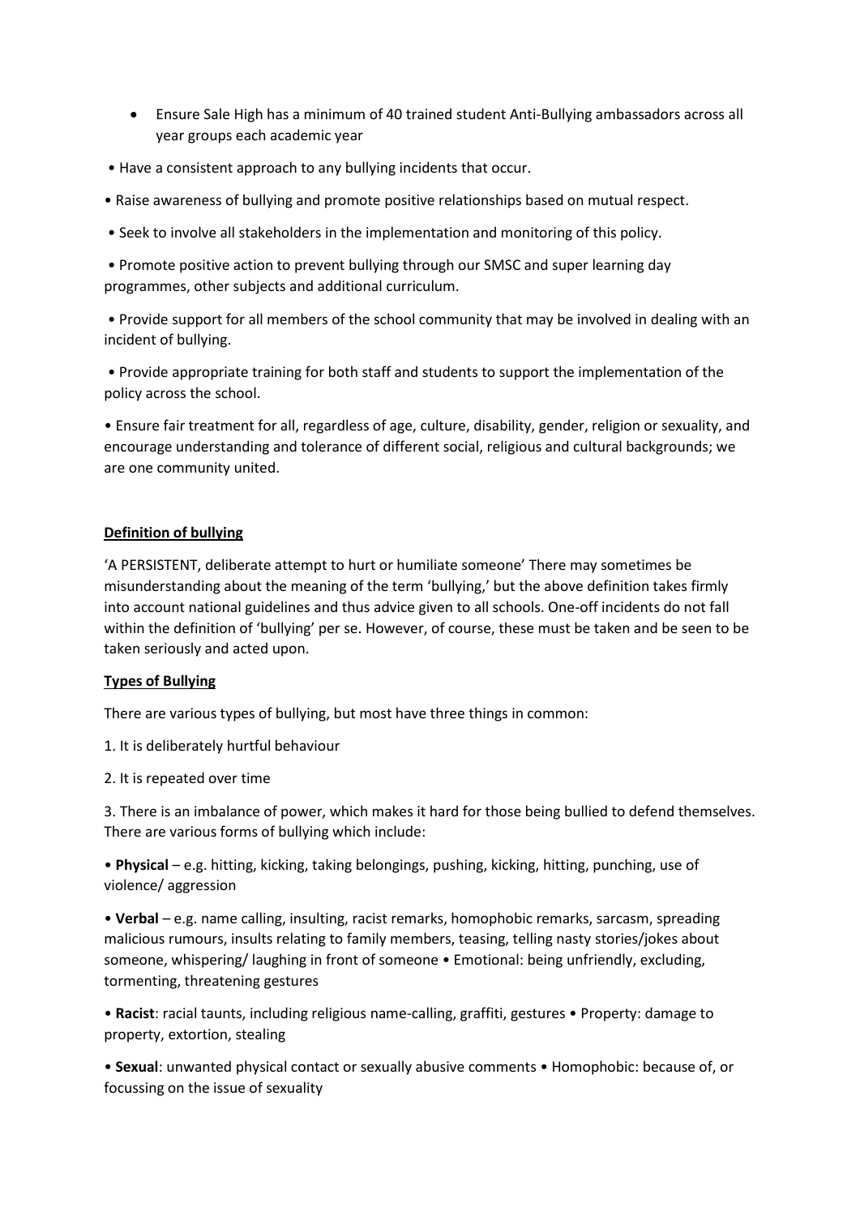- Ensure Sale High has a minimum of 40 trained student Anti-Bullying ambassadors across all year groups each academic year

• Have a consistent approach to any bullying incidents that occur.

• Raise awareness of bullying and promote positive relationships based on mutual respect.

• Seek to involve all stakeholders in the implementation and monitoring of this policy.

• Promote positive action to prevent bullying through our SMSC and super learning day programmes, other subjects and additional curriculum.

• Provide support for all members of the school community that may be involved in dealing with an incident of bullying.

• Provide appropriate training for both staff and students to support the implementation of the policy across the school.

• Ensure fair treatment for all, regardless of age, culture, disability, gender, religion or sexuality, and encourage understanding and tolerance of different social, religious and cultural backgrounds; we are one community united.

**Definition of bullying**

'A PERSISTENT, deliberate attempt to hurt or humiliate someone' There may sometimes be misunderstanding about the meaning of the term 'bullying,' but the above definition takes firmly into account national guidelines and thus advice given to all schools. One-off incidents do not fall within the definition of 'bullying' per se. However, of course, these must be taken and be seen to be taken seriously and acted upon.

**Types of Bullying**

There are various types of bullying, but most have three things in common:

1. It is deliberately hurtful behaviour

2. It is repeated over time

3. There is an imbalance of power, which makes it hard for those being bullied to defend themselves. There are various forms of bullying which include:

• **Physical** – e.g. hitting, kicking, taking belongings, pushing, kicking, hitting, punching, use of violence/ aggression

• **Verbal** – e.g. name calling, insulting, racist remarks, homophobic remarks, sarcasm, spreading malicious rumours, insults relating to family members, teasing, telling nasty stories/jokes about someone, whispering/ laughing in front of someone • Emotional: being unfriendly, excluding, tormenting, threatening gestures

• **Racist**: racial taunts, including religious name-calling, graffiti, gestures • Property: damage to property, extortion, stealing

• **Sexual**: unwanted physical contact or sexually abusive comments • Homophobic: because of, or focussing on the issue of sexuality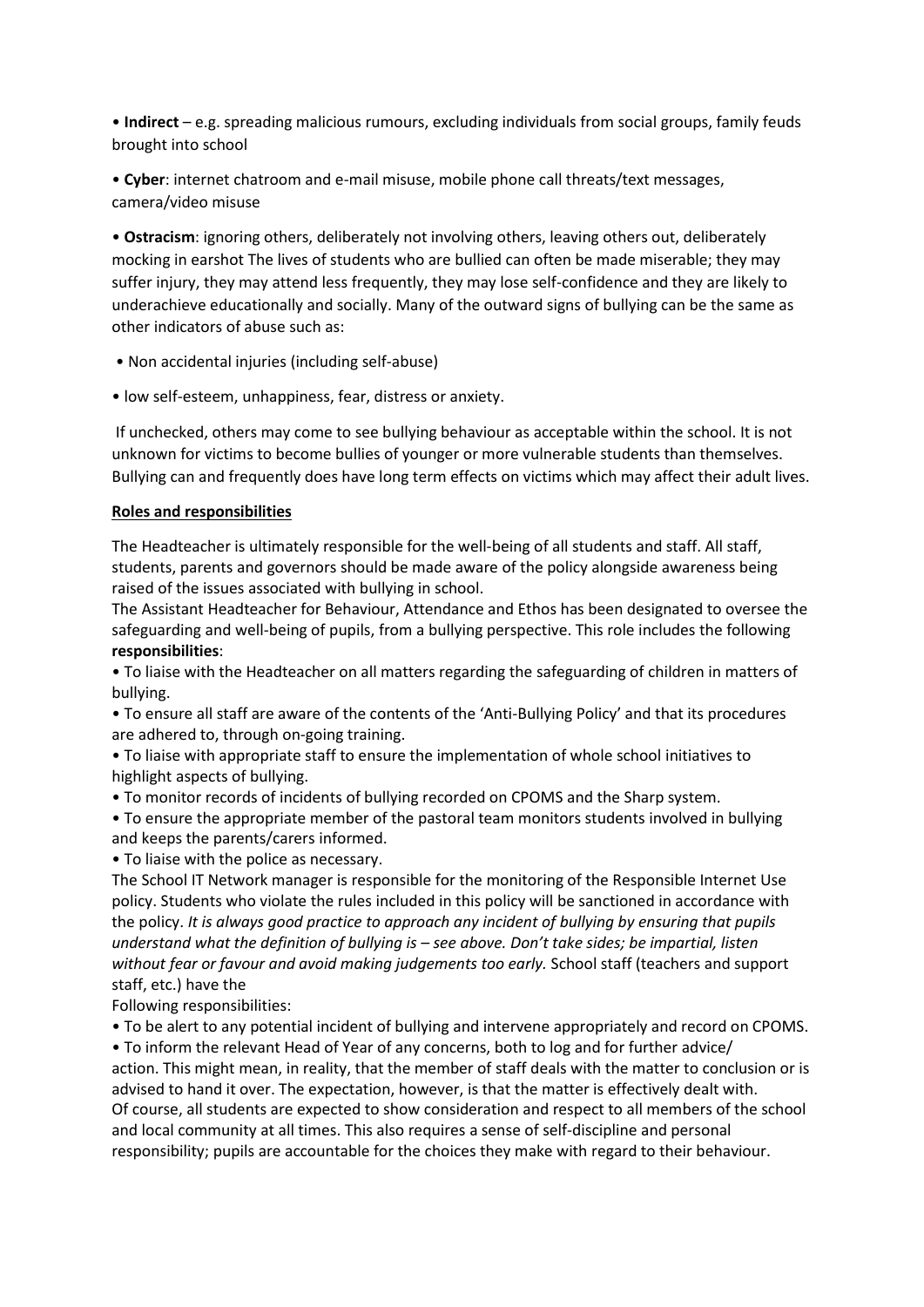• **Indirect** – e.g. spreading malicious rumours, excluding individuals from social groups, family feuds brought into school

• **Cyber**: internet chatroom and e-mail misuse, mobile phone call threats/text messages, camera/video misuse

• **Ostracism**: ignoring others, deliberately not involving others, leaving others out, deliberately mocking in earshot The lives of students who are bullied can often be made miserable; they may suffer injury, they may attend less frequently, they may lose self-confidence and they are likely to underachieve educationally and socially. Many of the outward signs of bullying can be the same as other indicators of abuse such as:

• Non accidental injuries (including self-abuse)

• low self-esteem, unhappiness, fear, distress or anxiety.

If unchecked, others may come to see bullying behaviour as acceptable within the school. It is not unknown for victims to become bullies of younger or more vulnerable students than themselves. Bullying can and frequently does have long term effects on victims which may affect their adult lives.

**Roles and responsibilities**

The Headteacher is ultimately responsible for the well-being of all students and staff. All staff, students, parents and governors should be made aware of the policy alongside awareness being raised of the issues associated with bullying in school.

The Assistant Headteacher for Behaviour, Attendance and Ethos has been designated to oversee the safeguarding and well-being of pupils, from a bullying perspective. This role includes the following **responsibilities**:

• To liaise with the Headteacher on all matters regarding the safeguarding of children in matters of bullying.

• To ensure all staff are aware of the contents of the 'Anti-Bullying Policy' and that its procedures are adhered to, through on-going training.

• To liaise with appropriate staff to ensure the implementation of whole school initiatives to highlight aspects of bullying.

• To monitor records of incidents of bullying recorded on CPOMS and the Sharp system.

• To ensure the appropriate member of the pastoral team monitors students involved in bullying and keeps the parents/carers informed.

• To liaise with the police as necessary.

The School IT Network manager is responsible for the monitoring of the Responsible Internet Use policy. Students who violate the rules included in this policy will be sanctioned in accordance with the policy. *It is always good practice to approach any incident of bullying by ensuring that pupils understand what the definition of bullying is – see above. Don't take sides; be impartial, listen without fear or favour and avoid making judgements too early.* School staff (teachers and support staff, etc.) have the

Following responsibilities:

• To be alert to any potential incident of bullying and intervene appropriately and record on CPOMS.

• To inform the relevant Head of Year of any concerns, both to log and for further advice/ action. This might mean, in reality, that the member of staff deals with the matter to conclusion or is advised to hand it over. The expectation, however, is that the matter is effectively dealt with.

Of course, all students are expected to show consideration and respect to all members of the school and local community at all times. This also requires a sense of self-discipline and personal responsibility; pupils are accountable for the choices they make with regard to their behaviour.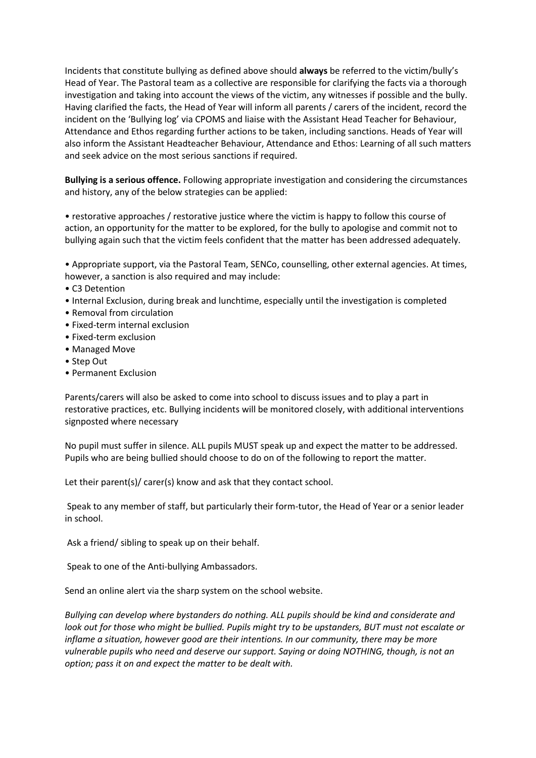Incidents that constitute bullying as defined above should **always** be referred to the victim/bully's Head of Year. The Pastoral team as a collective are responsible for clarifying the facts via a thorough investigation and taking into account the views of the victim, any witnesses if possible and the bully. Having clarified the facts, the Head of Year will inform all parents / carers of the incident, record the incident on the 'Bullying log' via CPOMS and liaise with the Assistant Head Teacher for Behaviour, Attendance and Ethos regarding further actions to be taken, including sanctions. Heads of Year will also inform the Assistant Headteacher Behaviour, Attendance and Ethos: Learning of all such matters and seek advice on the most serious sanctions if required.

**Bullying is a serious offence.** Following appropriate investigation and considering the circumstances and history, any of the below strategies can be applied:

- restorative approaches / restorative justice where the victim is happy to follow this course of action, an opportunity for the matter to be explored, for the bully to apologise and commit not to bullying again such that the victim feels confident that the matter has been addressed adequately.

- Appropriate support, via the Pastoral Team, SENCo, counselling, other external agencies. At times, however, a sanction is also required and may include:
- C3 Detention
- Internal Exclusion, during break and lunchtime, especially until the investigation is completed
- Removal from circulation
- Fixed-term internal exclusion
- Fixed-term exclusion
- Managed Move
- Step Out
- Permanent Exclusion

Parents/carers will also be asked to come into school to discuss issues and to play a part in restorative practices, etc. Bullying incidents will be monitored closely, with additional interventions signposted where necessary

No pupil must suffer in silence. ALL pupils MUST speak up and expect the matter to be addressed. Pupils who are being bullied should choose to do on of the following to report the matter.

Let their parent(s)/ carer(s) know and ask that they contact school.

Speak to any member of staff, but particularly their form-tutor, the Head of Year or a senior leader in school.

Ask a friend/ sibling to speak up on their behalf.

Speak to one of the Anti-bullying Ambassadors.

Send an online alert via the sharp system on the school website.

*Bullying can develop where bystanders do nothing. ALL pupils should be kind and considerate and look out for those who might be bullied. Pupils might try to be upstanders, BUT must not escalate or inflame a situation, however good are their intentions. In our community, there may be more vulnerable pupils who need and deserve our support. Saying or doing NOTHING, though, is not an option; pass it on and expect the matter to be dealt with.*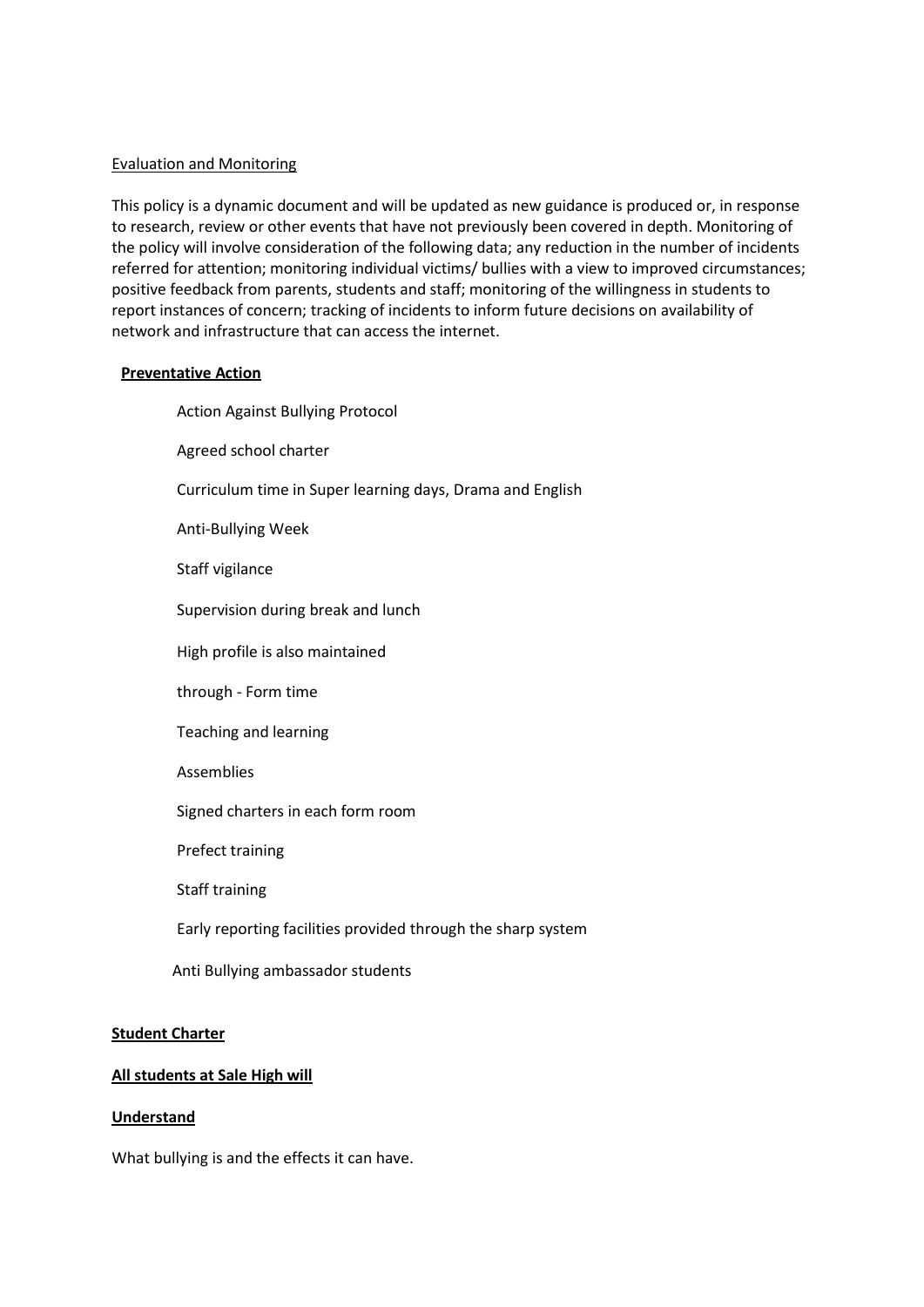Evaluation and Monitoring

This policy is a dynamic document and will be updated as new guidance is produced or, in response to research, review or other events that have not previously been covered in depth. Monitoring of the policy will involve consideration of the following data; any reduction in the number of incidents referred for attention; monitoring individual victims/ bullies with a view to improved circumstances; positive feedback from parents, students and staff; monitoring of the willingness in students to report instances of concern; tracking of incidents to inform future decisions on availability of network and infrastructure that can access the internet.

**Preventative Action**

Action Against Bullying Protocol

Agreed school charter

Curriculum time in Super learning days, Drama and English

Anti-Bullying Week

Staff vigilance

Supervision during break and lunch

High profile is also maintained

through - Form time

Teaching and learning

Assemblies

Signed charters in each form room

Prefect training

Staff training

Early reporting facilities provided through the sharp system

Anti Bullying ambassador students

**Student Charter**

**All students at Sale High will**

**Understand**

What bullying is and the effects it can have.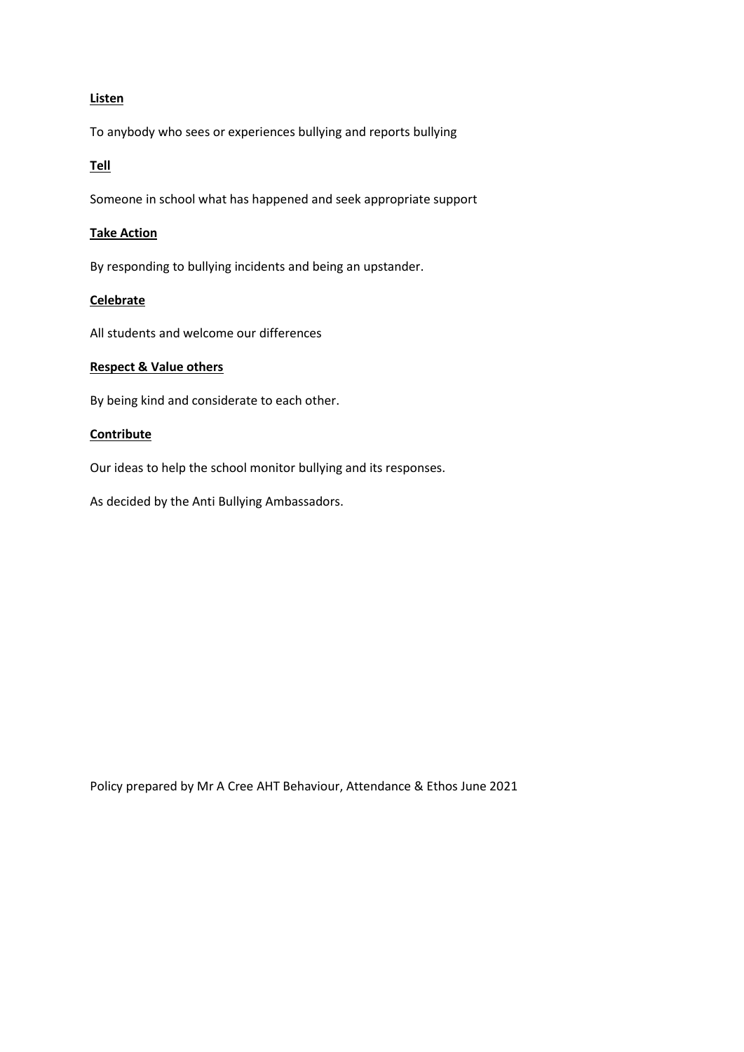**Listen**

To anybody who sees or experiences bullying and reports bullying

**Tell**

Someone in school what has happened and seek appropriate support

**Take Action**

By responding to bullying incidents and being an upstander.

**Celebrate**

All students and welcome our differences

**Respect & Value others**

By being kind and considerate to each other.

**Contribute**

Our ideas to help the school monitor bullying and its responses.

As decided by the Anti Bullying Ambassadors.

Policy prepared by Mr A Cree AHT Behaviour, Attendance & Ethos June 2021